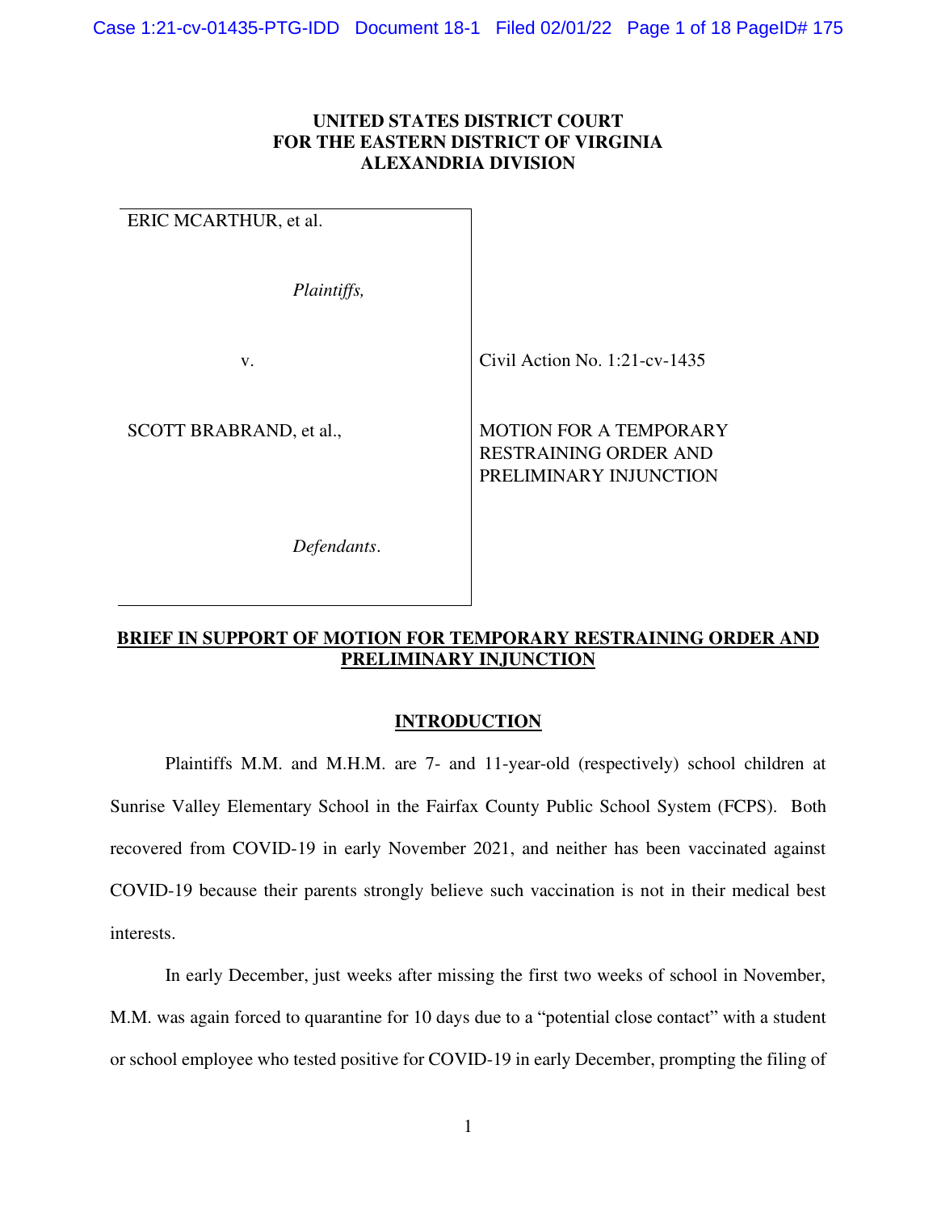**UNITED STATES DISTRICT COURT**
**FOR THE EASTERN DISTRICT OF VIRGINIA**
**ALEXANDRIA DIVISION**

| | |
|---|---|
| ERIC MCARTHUR, et al.<br><br>*Plaintiffs,*<br><br>v.<br><br>SCOTT BRABRAND, et al.,<br><br>*Defendants*. | Civil Action No. 1:21-cv-1435<br><br>MOTION FOR A TEMPORARY RESTRAINING ORDER AND PRELIMINARY INJUNCTION |

## BRIEF IN SUPPORT OF MOTION FOR TEMPORARY RESTRAINING ORDER AND PRELIMINARY INJUNCTION

## INTRODUCTION

Plaintiffs M.M. and M.H.M. are 7- and 11-year-old (respectively) school children at Sunrise Valley Elementary School in the Fairfax County Public School System (FCPS). Both recovered from COVID-19 in early November 2021, and neither has been vaccinated against COVID-19 because their parents strongly believe such vaccination is not in their medical best interests.

In early December, just weeks after missing the first two weeks of school in November, M.M. was again forced to quarantine for 10 days due to a "potential close contact" with a student or school employee who tested positive for COVID-19 in early December, prompting the filing of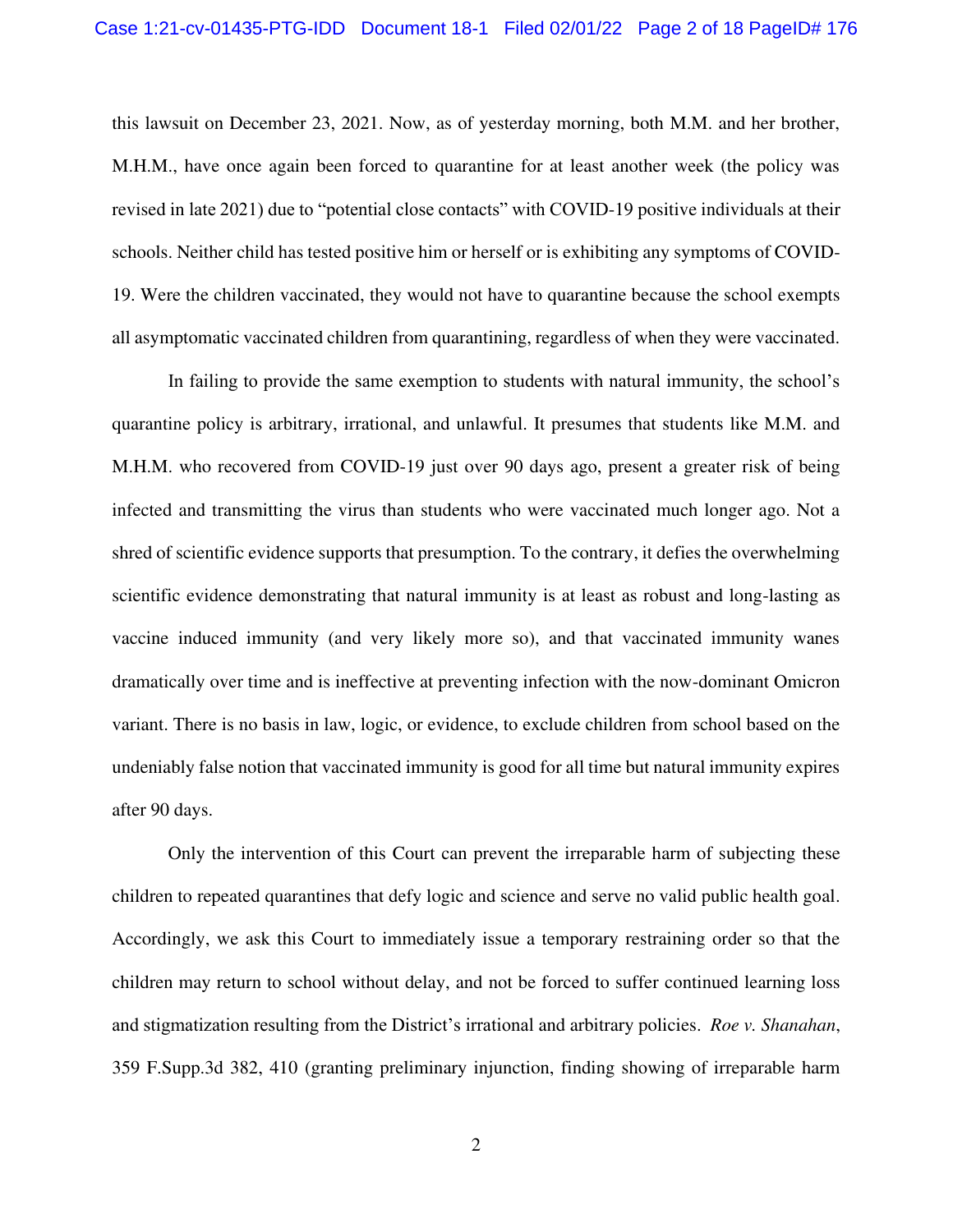this lawsuit on December 23, 2021. Now, as of yesterday morning, both M.M. and her brother, M.H.M., have once again been forced to quarantine for at least another week (the policy was revised in late 2021) due to "potential close contacts" with COVID-19 positive individuals at their schools. Neither child has tested positive him or herself or is exhibiting any symptoms of COVID-19. Were the children vaccinated, they would not have to quarantine because the school exempts all asymptomatic vaccinated children from quarantining, regardless of when they were vaccinated.

In failing to provide the same exemption to students with natural immunity, the school's quarantine policy is arbitrary, irrational, and unlawful. It presumes that students like M.M. and M.H.M. who recovered from COVID-19 just over 90 days ago, present a greater risk of being infected and transmitting the virus than students who were vaccinated much longer ago. Not a shred of scientific evidence supports that presumption. To the contrary, it defies the overwhelming scientific evidence demonstrating that natural immunity is at least as robust and long-lasting as vaccine induced immunity (and very likely more so), and that vaccinated immunity wanes dramatically over time and is ineffective at preventing infection with the now-dominant Omicron variant. There is no basis in law, logic, or evidence, to exclude children from school based on the undeniably false notion that vaccinated immunity is good for all time but natural immunity expires after 90 days.

Only the intervention of this Court can prevent the irreparable harm of subjecting these children to repeated quarantines that defy logic and science and serve no valid public health goal. Accordingly, we ask this Court to immediately issue a temporary restraining order so that the children may return to school without delay, and not be forced to suffer continued learning loss and stigmatization resulting from the District's irrational and arbitrary policies. *Roe v. Shanahan*, 359 F.Supp.3d 382, 410 (granting preliminary injunction, finding showing of irreparable harm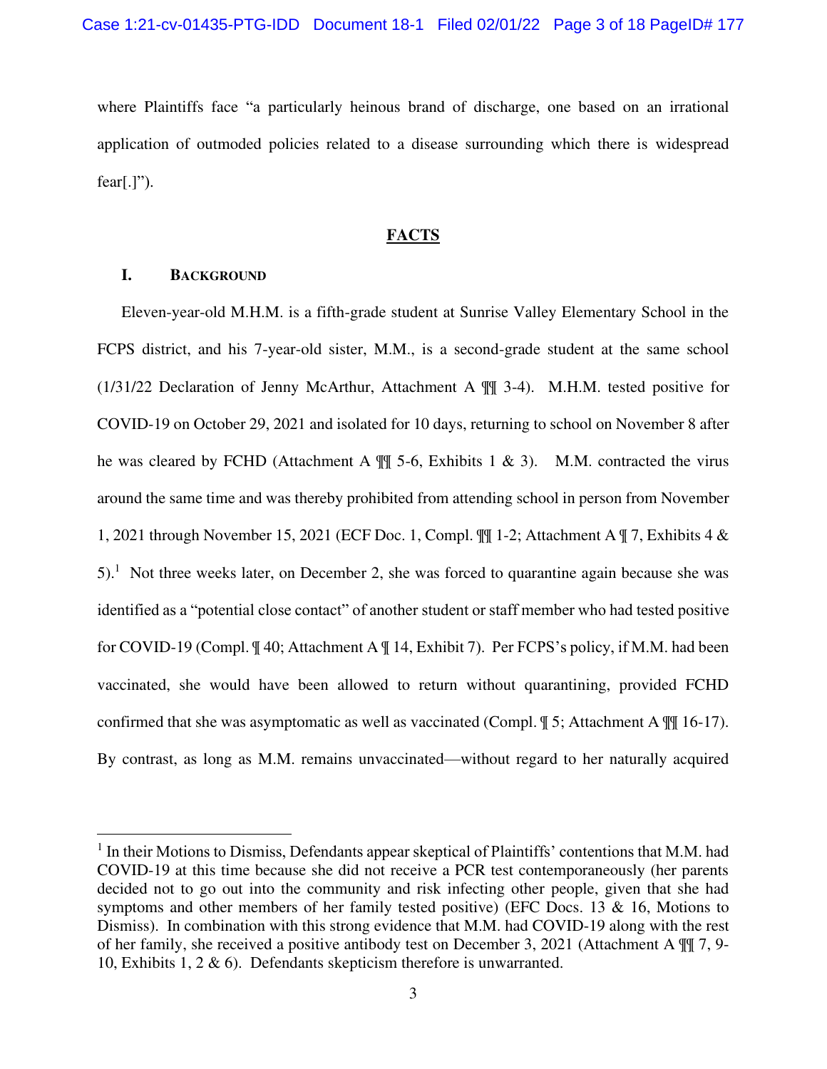where Plaintiffs face "a particularly heinous brand of discharge, one based on an irrational application of outmoded policies related to a disease surrounding which there is widespread fear[.]").

## FACTS

### I. BACKGROUND

Eleven-year-old M.H.M. is a fifth-grade student at Sunrise Valley Elementary School in the FCPS district, and his 7-year-old sister, M.M., is a second-grade student at the same school (1/31/22 Declaration of Jenny McArthur, Attachment A ¶¶ 3-4). M.H.M. tested positive for COVID-19 on October 29, 2021 and isolated for 10 days, returning to school on November 8 after he was cleared by FCHD (Attachment A ¶¶ 5-6, Exhibits 1 & 3). M.M. contracted the virus around the same time and was thereby prohibited from attending school in person from November 1, 2021 through November 15, 2021 (ECF Doc. 1, Compl. ¶¶ 1-2; Attachment A ¶ 7, Exhibits 4 & 5).[1] Not three weeks later, on December 2, she was forced to quarantine again because she was identified as a "potential close contact" of another student or staff member who had tested positive for COVID-19 (Compl. ¶ 40; Attachment A ¶ 14, Exhibit 7). Per FCPS's policy, if M.M. had been vaccinated, she would have been allowed to return without quarantining, provided FCHD confirmed that she was asymptomatic as well as vaccinated (Compl. ¶ 5; Attachment A ¶¶ 16-17). By contrast, as long as M.M. remains unvaccinated—without regard to her naturally acquired

---

[1] In their Motions to Dismiss, Defendants appear skeptical of Plaintiffs' contentions that M.M. had COVID-19 at this time because she did not receive a PCR test contemporaneously (her parents decided not to go out into the community and risk infecting other people, given that she had symptoms and other members of her family tested positive) (EFC Docs. 13 & 16, Motions to Dismiss). In combination with this strong evidence that M.M. had COVID-19 along with the rest of her family, she received a positive antibody test on December 3, 2021 (Attachment A ¶¶ 7, 9-10, Exhibits 1, 2 & 6). Defendants skepticism therefore is unwarranted.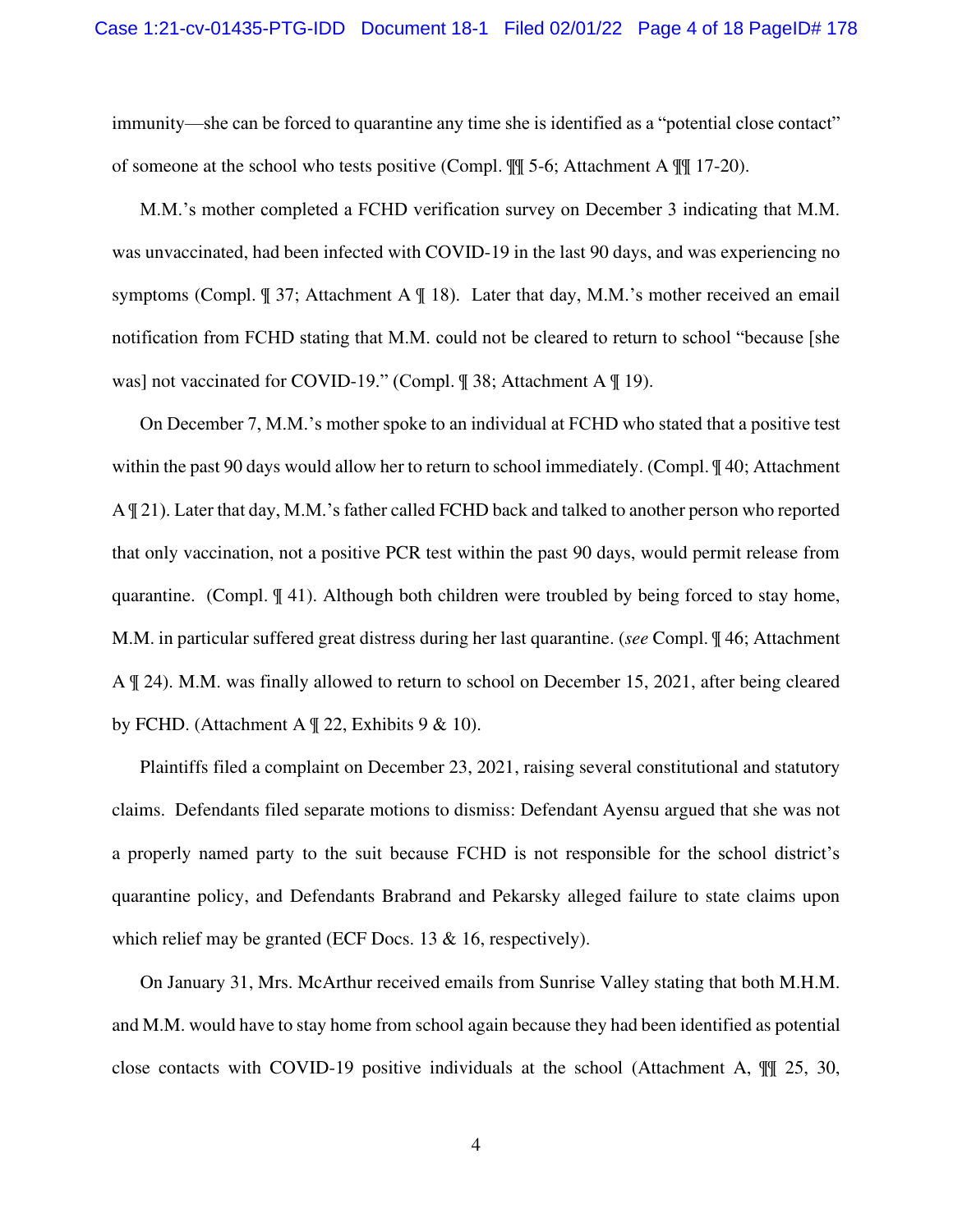immunity—she can be forced to quarantine any time she is identified as a "potential close contact" of someone at the school who tests positive (Compl. ¶¶ 5-6; Attachment A ¶¶ 17-20).

M.M.'s mother completed a FCHD verification survey on December 3 indicating that M.M. was unvaccinated, had been infected with COVID-19 in the last 90 days, and was experiencing no symptoms (Compl. ¶ 37; Attachment A ¶ 18). Later that day, M.M.'s mother received an email notification from FCHD stating that M.M. could not be cleared to return to school "because [she was] not vaccinated for COVID-19." (Compl. ¶ 38; Attachment A ¶ 19).

On December 7, M.M.'s mother spoke to an individual at FCHD who stated that a positive test within the past 90 days would allow her to return to school immediately. (Compl. ¶ 40; Attachment A ¶ 21). Later that day, M.M.'s father called FCHD back and talked to another person who reported that only vaccination, not a positive PCR test within the past 90 days, would permit release from quarantine. (Compl. ¶ 41). Although both children were troubled by being forced to stay home, M.M. in particular suffered great distress during her last quarantine. (*see* Compl. ¶ 46; Attachment A ¶ 24). M.M. was finally allowed to return to school on December 15, 2021, after being cleared by FCHD. (Attachment A ¶ 22, Exhibits 9 & 10).

Plaintiffs filed a complaint on December 23, 2021, raising several constitutional and statutory claims. Defendants filed separate motions to dismiss: Defendant Ayensu argued that she was not a properly named party to the suit because FCHD is not responsible for the school district's quarantine policy, and Defendants Brabrand and Pekarsky alleged failure to state claims upon which relief may be granted (ECF Docs. 13 & 16, respectively).

On January 31, Mrs. McArthur received emails from Sunrise Valley stating that both M.H.M. and M.M. would have to stay home from school again because they had been identified as potential close contacts with COVID-19 positive individuals at the school (Attachment A, ¶¶ 25, 30,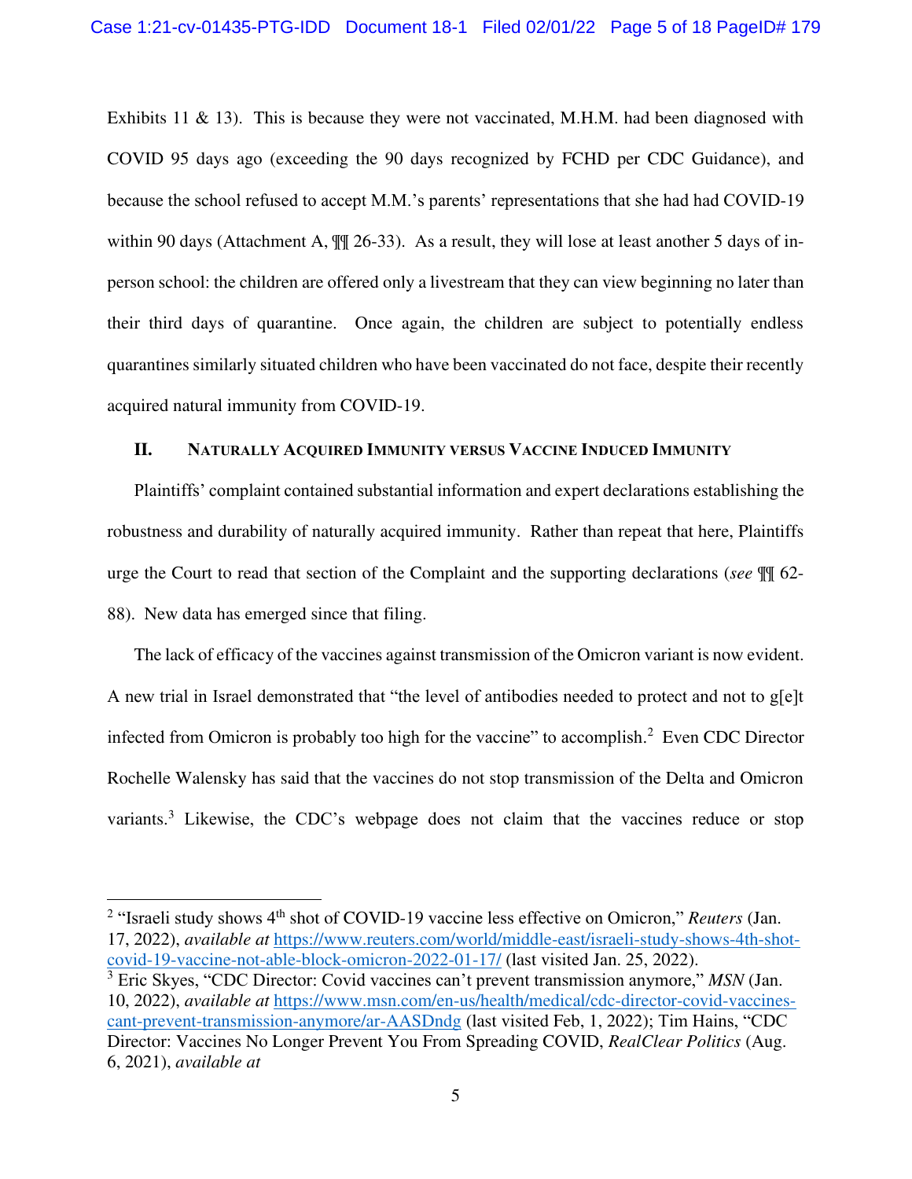Exhibits 11 & 13). This is because they were not vaccinated, M.H.M. had been diagnosed with COVID 95 days ago (exceeding the 90 days recognized by FCHD per CDC Guidance), and because the school refused to accept M.M.'s parents' representations that she had had COVID-19 within 90 days (Attachment A, ¶¶ 26-33). As a result, they will lose at least another 5 days of in-person school: the children are offered only a livestream that they can view beginning no later than their third days of quarantine. Once again, the children are subject to potentially endless quarantines similarly situated children who have been vaccinated do not face, despite their recently acquired natural immunity from COVID-19.

## II. Naturally Acquired Immunity versus Vaccine Induced Immunity

Plaintiffs' complaint contained substantial information and expert declarations establishing the robustness and durability of naturally acquired immunity. Rather than repeat that here, Plaintiffs urge the Court to read that section of the Complaint and the supporting declarations (*see* ¶¶ 62-88). New data has emerged since that filing.

The lack of efficacy of the vaccines against transmission of the Omicron variant is now evident. A new trial in Israel demonstrated that "the level of antibodies needed to protect and not to g[e]t infected from Omicron is probably too high for the vaccine" to accomplish.[2] Even CDC Director Rochelle Walensky has said that the vaccines do not stop transmission of the Delta and Omicron variants.[3] Likewise, the CDC's webpage does not claim that the vaccines reduce or stop

---

[2] "Israeli study shows 4th shot of COVID-19 vaccine less effective on Omicron," *Reuters* (Jan. 17, 2022), *available at* https://www.reuters.com/world/middle-east/israeli-study-shows-4th-shot-covid-19-vaccine-not-able-block-omicron-2022-01-17/ (last visited Jan. 25, 2022).

[3] Eric Skyes, "CDC Director: Covid vaccines can't prevent transmission anymore," *MSN* (Jan. 10, 2022), *available at* https://www.msn.com/en-us/health/medical/cdc-director-covid-vaccines-cant-prevent-transmission-anymore/ar-AASDndg (last visited Feb, 1, 2022); Tim Hains, "CDC Director: Vaccines No Longer Prevent You From Spreading COVID, *RealClear Politics* (Aug. 6, 2021), *available at*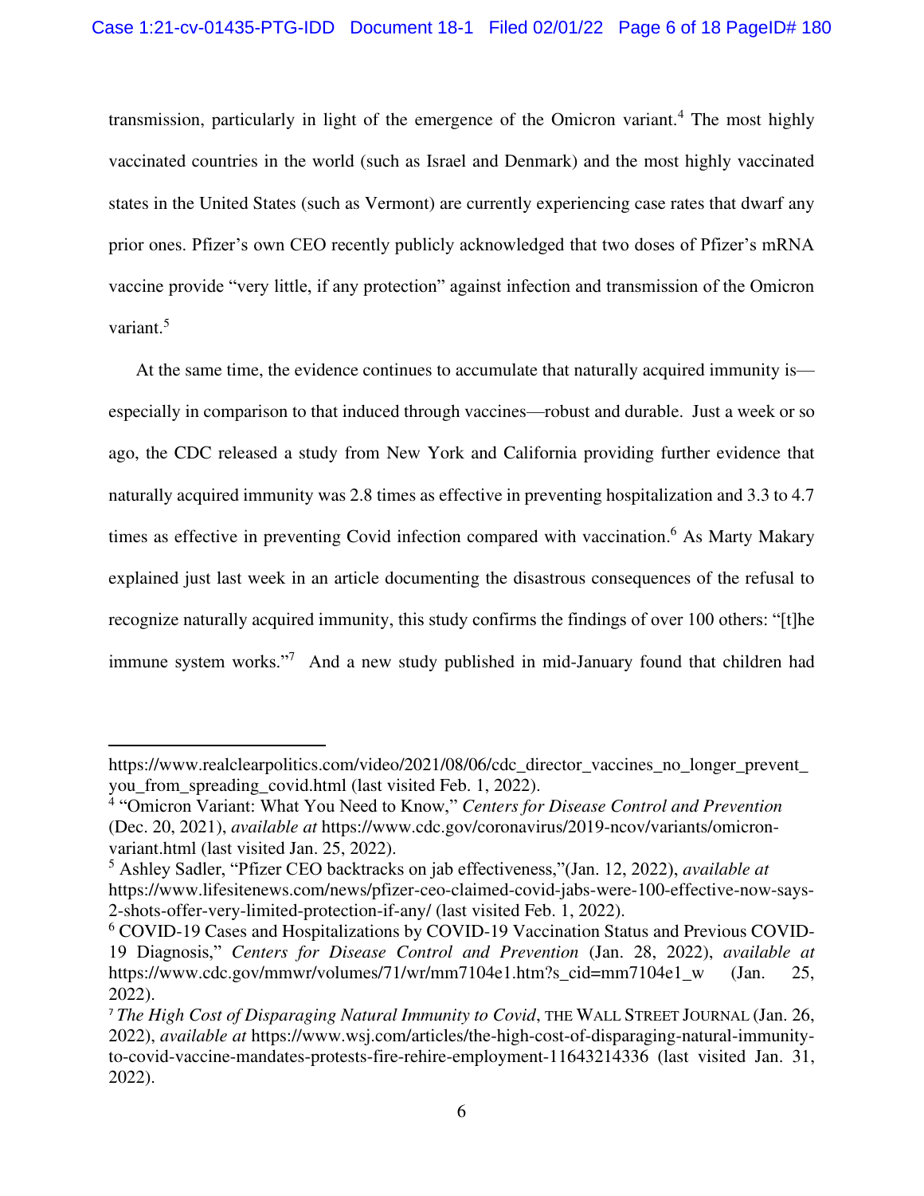transmission, particularly in light of the emergence of the Omicron variant.[4] The most highly vaccinated countries in the world (such as Israel and Denmark) and the most highly vaccinated states in the United States (such as Vermont) are currently experiencing case rates that dwarf any prior ones. Pfizer's own CEO recently publicly acknowledged that two doses of Pfizer's mRNA vaccine provide "very little, if any protection" against infection and transmission of the Omicron variant.[5]

At the same time, the evidence continues to accumulate that naturally acquired immunity is—especially in comparison to that induced through vaccines—robust and durable. Just a week or so ago, the CDC released a study from New York and California providing further evidence that naturally acquired immunity was 2.8 times as effective in preventing hospitalization and 3.3 to 4.7 times as effective in preventing Covid infection compared with vaccination.[6] As Marty Makary explained just last week in an article documenting the disastrous consequences of the refusal to recognize naturally acquired immunity, this study confirms the findings of over 100 others: "[t]he immune system works."[7] And a new study published in mid-January found that children had

---

https://www.realclearpolitics.com/video/2021/08/06/cdc_director_vaccines_no_longer_prevent_you_from_spreading_covid.html (last visited Feb. 1, 2022).

[4] "Omicron Variant: What You Need to Know," *Centers for Disease Control and Prevention* (Dec. 20, 2021), *available at* https://www.cdc.gov/coronavirus/2019-ncov/variants/omicron-variant.html (last visited Jan. 25, 2022).

[5] Ashley Sadler, "Pfizer CEO backtracks on jab effectiveness,"(Jan. 12, 2022), *available at* https://www.lifesitenews.com/news/pfizer-ceo-claimed-covid-jabs-were-100-effective-now-says-2-shots-offer-very-limited-protection-if-any/ (last visited Feb. 1, 2022).

[6] COVID-19 Cases and Hospitalizations by COVID-19 Vaccination Status and Previous COVID-19 Diagnosis," *Centers for Disease Control and Prevention* (Jan. 28, 2022), *available at* https://www.cdc.gov/mmwr/volumes/71/wr/mm7104e1.htm?s_cid=mm7104e1_w (Jan. 25, 2022).

[7] *The High Cost of Disparaging Natural Immunity to Covid*, THE WALL STREET JOURNAL (Jan. 26, 2022), *available at* https://www.wsj.com/articles/the-high-cost-of-disparaging-natural-immunity-to-covid-vaccine-mandates-protests-fire-rehire-employment-11643214336 (last visited Jan. 31, 2022).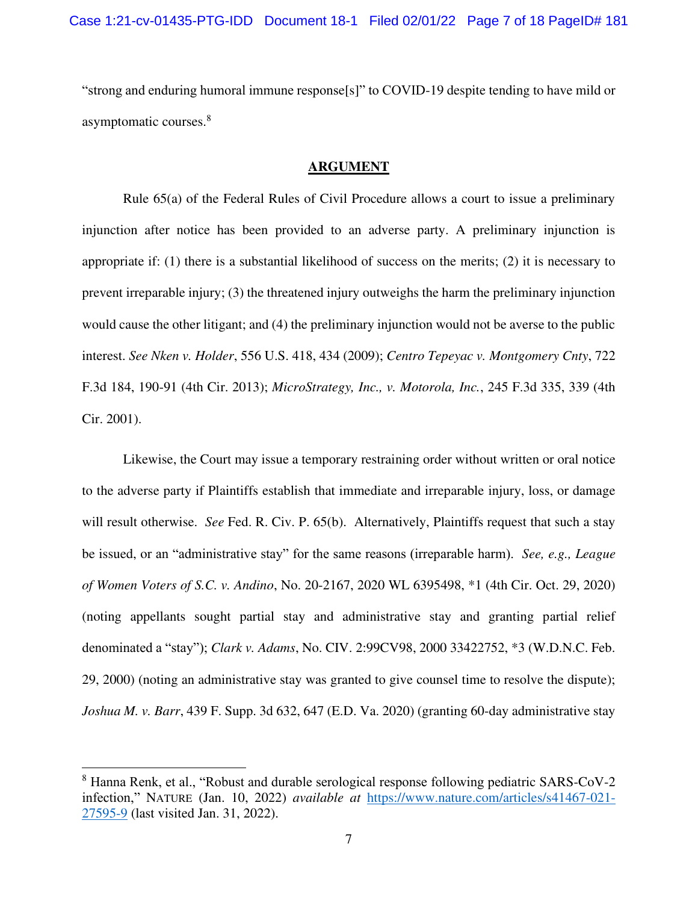"strong and enduring humoral immune response[s]" to COVID-19 despite tending to have mild or asymptomatic courses.[8]

## ARGUMENT

Rule 65(a) of the Federal Rules of Civil Procedure allows a court to issue a preliminary injunction after notice has been provided to an adverse party. A preliminary injunction is appropriate if: (1) there is a substantial likelihood of success on the merits; (2) it is necessary to prevent irreparable injury; (3) the threatened injury outweighs the harm the preliminary injunction would cause the other litigant; and (4) the preliminary injunction would not be averse to the public interest. *See Nken v. Holder*, 556 U.S. 418, 434 (2009); *Centro Tepeyac v. Montgomery Cnty*, 722 F.3d 184, 190-91 (4th Cir. 2013); *MicroStrategy, Inc., v. Motorola, Inc.*, 245 F.3d 335, 339 (4th Cir. 2001).

Likewise, the Court may issue a temporary restraining order without written or oral notice to the adverse party if Plaintiffs establish that immediate and irreparable injury, loss, or damage will result otherwise. *See* Fed. R. Civ. P. 65(b). Alternatively, Plaintiffs request that such a stay be issued, or an "administrative stay" for the same reasons (irreparable harm). *See, e.g., League of Women Voters of S.C. v. Andino*, No. 20-2167, 2020 WL 6395498, *1 (4th Cir. Oct. 29, 2020) (noting appellants sought partial stay and administrative stay and granting partial relief denominated a "stay"); *Clark v. Adams*, No. CIV. 2:99CV98, 2000 33422752, *3 (W.D.N.C. Feb. 29, 2000) (noting an administrative stay was granted to give counsel time to resolve the dispute); *Joshua M. v. Barr*, 439 F. Supp. 3d 632, 647 (E.D. Va. 2020) (granting 60-day administrative stay

---

[8] Hanna Renk, et al., "Robust and durable serological response following pediatric SARS-CoV-2 infection," NATURE (Jan. 10, 2022) *available at* https://www.nature.com/articles/s41467-021-27595-9 (last visited Jan. 31, 2022).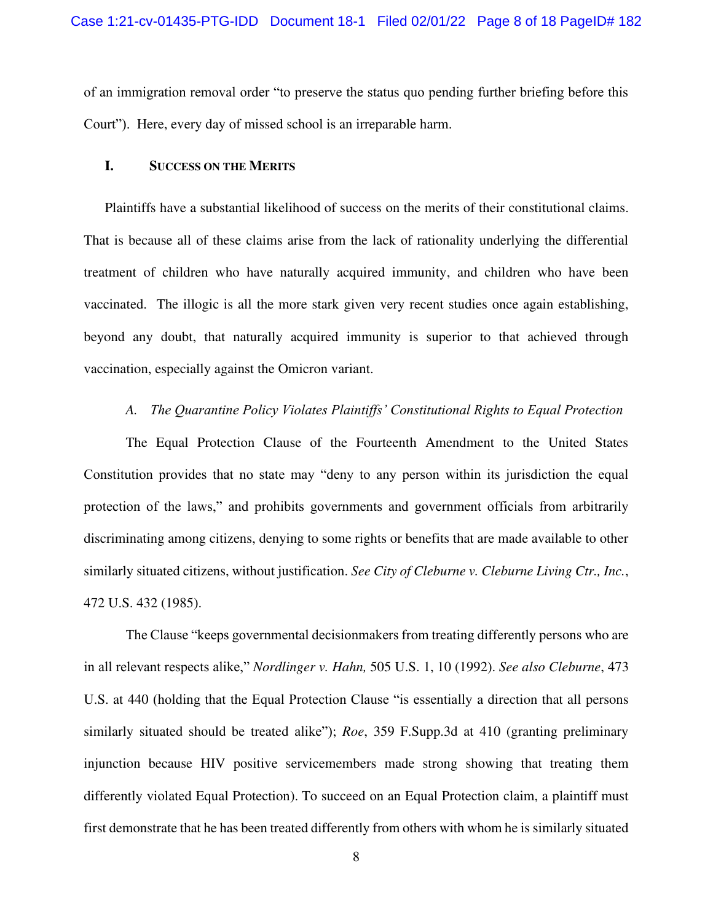of an immigration removal order "to preserve the status quo pending further briefing before this Court"). Here, every day of missed school is an irreparable harm.

## I. Success on the Merits

Plaintiffs have a substantial likelihood of success on the merits of their constitutional claims. That is because all of these claims arise from the lack of rationality underlying the differential treatment of children who have naturally acquired immunity, and children who have been vaccinated. The illogic is all the more stark given very recent studies once again establishing, beyond any doubt, that naturally acquired immunity is superior to that achieved through vaccination, especially against the Omicron variant.

### *A. The Quarantine Policy Violates Plaintiffs' Constitutional Rights to Equal Protection*

The Equal Protection Clause of the Fourteenth Amendment to the United States Constitution provides that no state may "deny to any person within its jurisdiction the equal protection of the laws," and prohibits governments and government officials from arbitrarily discriminating among citizens, denying to some rights or benefits that are made available to other similarly situated citizens, without justification. *See City of Cleburne v. Cleburne Living Ctr., Inc.*, 472 U.S. 432 (1985).

The Clause "keeps governmental decisionmakers from treating differently persons who are in all relevant respects alike," *Nordlinger v. Hahn,* 505 U.S. 1, 10 (1992). *See also Cleburne*, 473 U.S. at 440 (holding that the Equal Protection Clause "is essentially a direction that all persons similarly situated should be treated alike"); *Roe*, 359 F.Supp.3d at 410 (granting preliminary injunction because HIV positive servicemembers made strong showing that treating them differently violated Equal Protection). To succeed on an Equal Protection claim, a plaintiff must first demonstrate that he has been treated differently from others with whom he is similarly situated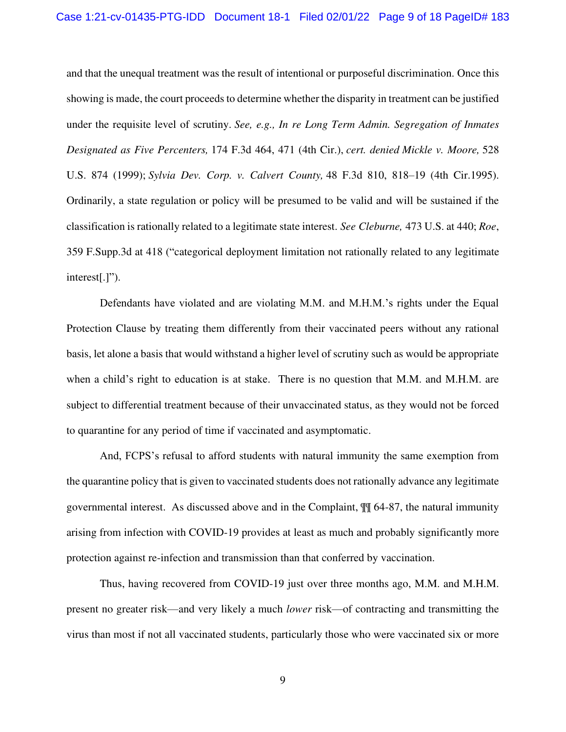and that the unequal treatment was the result of intentional or purposeful discrimination. Once this showing is made, the court proceeds to determine whether the disparity in treatment can be justified under the requisite level of scrutiny. *See, e.g., In re Long Term Admin. Segregation of Inmates Designated as Five Percenters,* 174 F.3d 464, 471 (4th Cir.), *cert. denied Mickle v. Moore,* 528 U.S. 874 (1999); *Sylvia Dev. Corp. v. Calvert County,* 48 F.3d 810, 818–19 (4th Cir.1995). Ordinarily, a state regulation or policy will be presumed to be valid and will be sustained if the classification is rationally related to a legitimate state interest. *See Cleburne,* 473 U.S. at 440; *Roe*, 359 F.Supp.3d at 418 ("categorical deployment limitation not rationally related to any legitimate interest[.]").

Defendants have violated and are violating M.M. and M.H.M.'s rights under the Equal Protection Clause by treating them differently from their vaccinated peers without any rational basis, let alone a basis that would withstand a higher level of scrutiny such as would be appropriate when a child's right to education is at stake. There is no question that M.M. and M.H.M. are subject to differential treatment because of their unvaccinated status, as they would not be forced to quarantine for any period of time if vaccinated and asymptomatic.

And, FCPS's refusal to afford students with natural immunity the same exemption from the quarantine policy that is given to vaccinated students does not rationally advance any legitimate governmental interest. As discussed above and in the Complaint, ¶¶ 64-87, the natural immunity arising from infection with COVID-19 provides at least as much and probably significantly more protection against re-infection and transmission than that conferred by vaccination.

Thus, having recovered from COVID-19 just over three months ago, M.M. and M.H.M. present no greater risk—and very likely a much *lower* risk—of contracting and transmitting the virus than most if not all vaccinated students, particularly those who were vaccinated six or more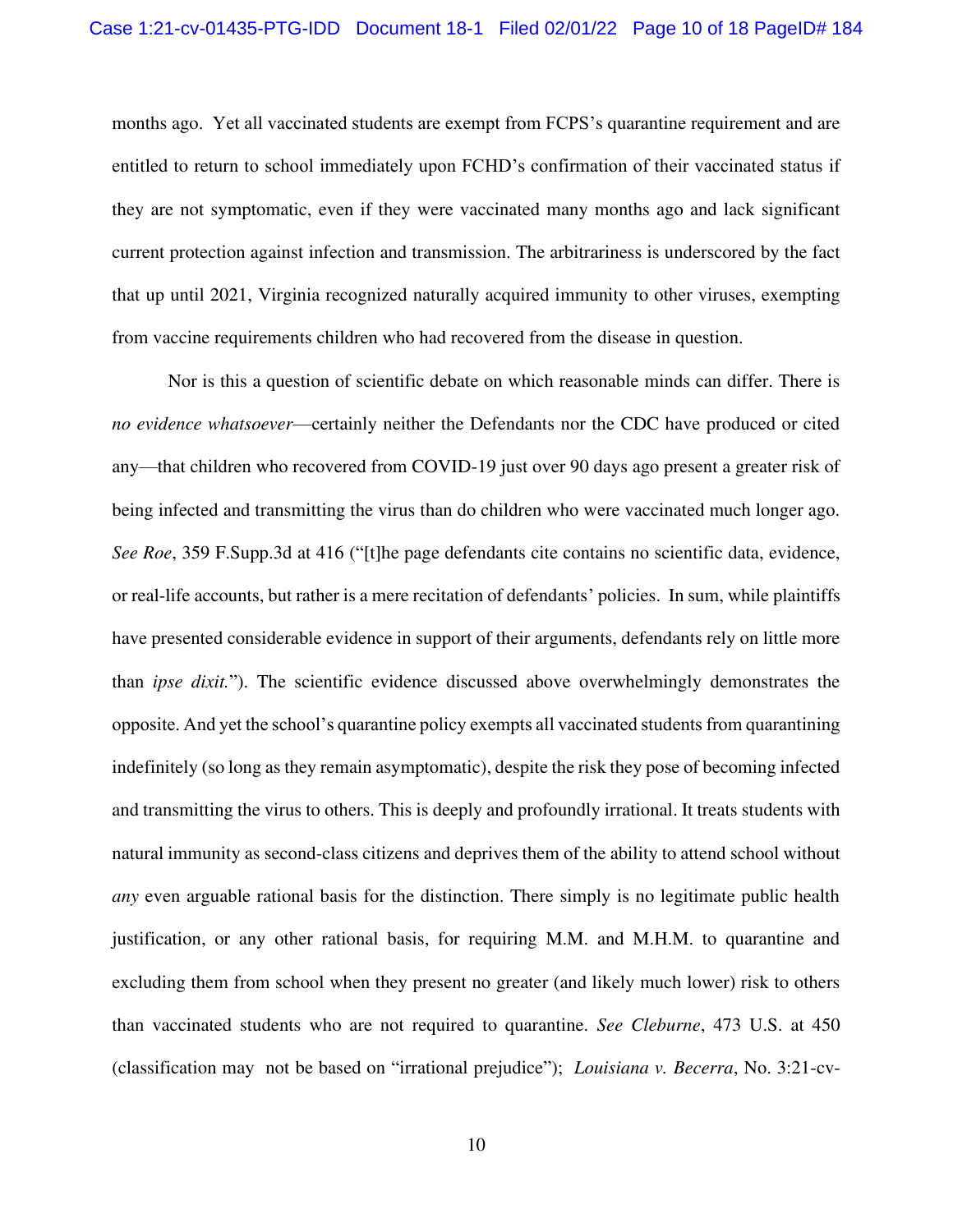months ago. Yet all vaccinated students are exempt from FCPS's quarantine requirement and are entitled to return to school immediately upon FCHD's confirmation of their vaccinated status if they are not symptomatic, even if they were vaccinated many months ago and lack significant current protection against infection and transmission. The arbitrariness is underscored by the fact that up until 2021, Virginia recognized naturally acquired immunity to other viruses, exempting from vaccine requirements children who had recovered from the disease in question.

Nor is this a question of scientific debate on which reasonable minds can differ. There is *no evidence whatsoever*—certainly neither the Defendants nor the CDC have produced or cited any—that children who recovered from COVID-19 just over 90 days ago present a greater risk of being infected and transmitting the virus than do children who were vaccinated much longer ago. *See Roe*, 359 F.Supp.3d at 416 ("[t]he page defendants cite contains no scientific data, evidence, or real-life accounts, but rather is a mere recitation of defendants' policies. In sum, while plaintiffs have presented considerable evidence in support of their arguments, defendants rely on little more than *ipse dixit.*"). The scientific evidence discussed above overwhelmingly demonstrates the opposite. And yet the school's quarantine policy exempts all vaccinated students from quarantining indefinitely (so long as they remain asymptomatic), despite the risk they pose of becoming infected and transmitting the virus to others. This is deeply and profoundly irrational. It treats students with natural immunity as second-class citizens and deprives them of the ability to attend school without *any* even arguable rational basis for the distinction. There simply is no legitimate public health justification, or any other rational basis, for requiring M.M. and M.H.M. to quarantine and excluding them from school when they present no greater (and likely much lower) risk to others than vaccinated students who are not required to quarantine. *See Cleburne*, 473 U.S. at 450 (classification may not be based on "irrational prejudice"); *Louisiana v. Becerra*, No. 3:21-cv-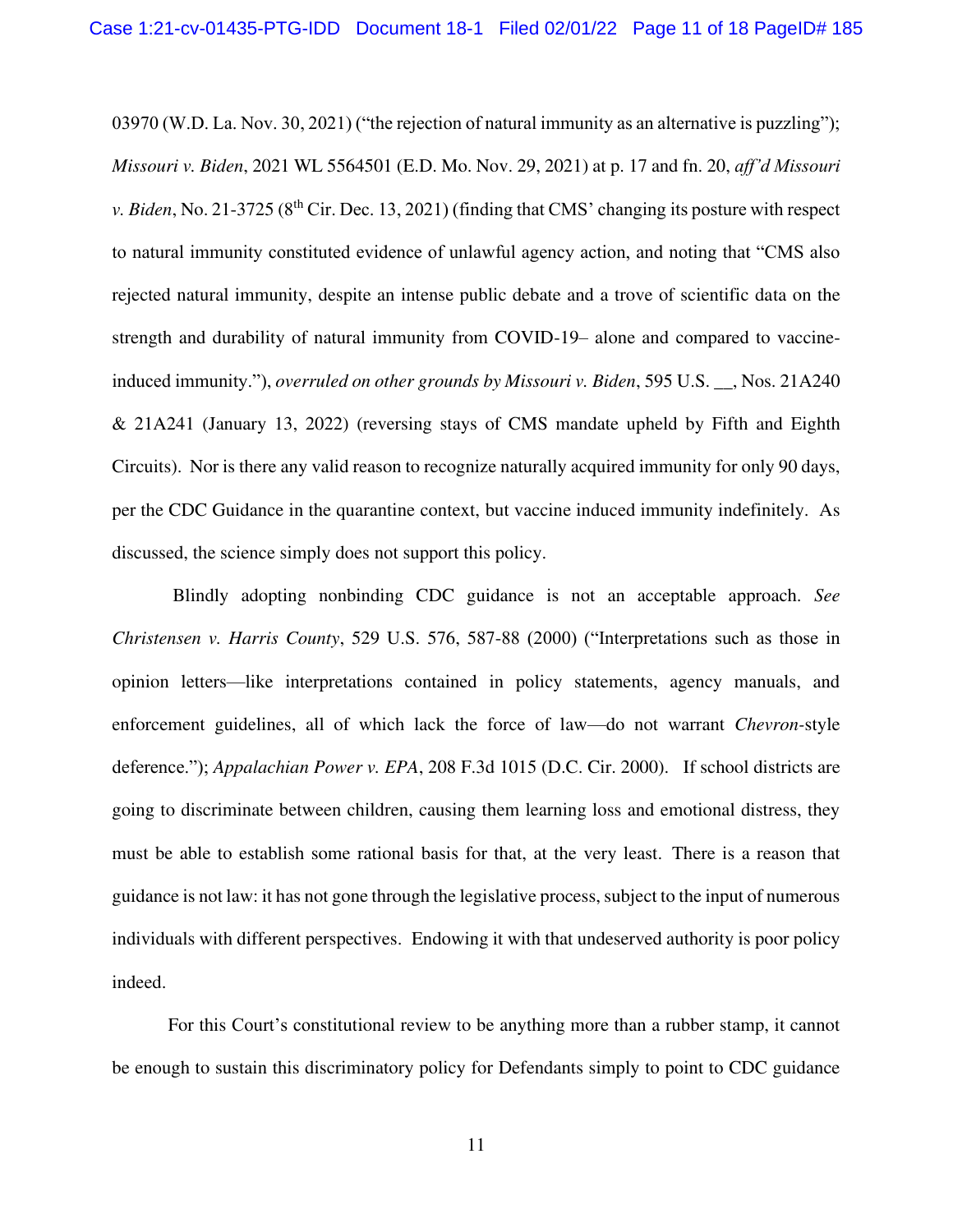03970 (W.D. La. Nov. 30, 2021) ("the rejection of natural immunity as an alternative is puzzling"); *Missouri v. Biden*, 2021 WL 5564501 (E.D. Mo. Nov. 29, 2021) at p. 17 and fn. 20, *aff'd Missouri v. Biden*, No. 21-3725 (8th Cir. Dec. 13, 2021) (finding that CMS' changing its posture with respect to natural immunity constituted evidence of unlawful agency action, and noting that "CMS also rejected natural immunity, despite an intense public debate and a trove of scientific data on the strength and durability of natural immunity from COVID-19– alone and compared to vaccine-induced immunity."), *overruled on other grounds by Missouri v. Biden*, 595 U.S. __, Nos. 21A240 & 21A241 (January 13, 2022) (reversing stays of CMS mandate upheld by Fifth and Eighth Circuits). Nor is there any valid reason to recognize naturally acquired immunity for only 90 days, per the CDC Guidance in the quarantine context, but vaccine induced immunity indefinitely. As discussed, the science simply does not support this policy.

Blindly adopting nonbinding CDC guidance is not an acceptable approach. *See Christensen v. Harris County*, 529 U.S. 576, 587-88 (2000) ("Interpretations such as those in opinion letters—like interpretations contained in policy statements, agency manuals, and enforcement guidelines, all of which lack the force of law—do not warrant *Chevron*-style deference."); *Appalachian Power v. EPA*, 208 F.3d 1015 (D.C. Cir. 2000). If school districts are going to discriminate between children, causing them learning loss and emotional distress, they must be able to establish some rational basis for that, at the very least. There is a reason that guidance is not law: it has not gone through the legislative process, subject to the input of numerous individuals with different perspectives. Endowing it with that undeserved authority is poor policy indeed.

For this Court's constitutional review to be anything more than a rubber stamp, it cannot be enough to sustain this discriminatory policy for Defendants simply to point to CDC guidance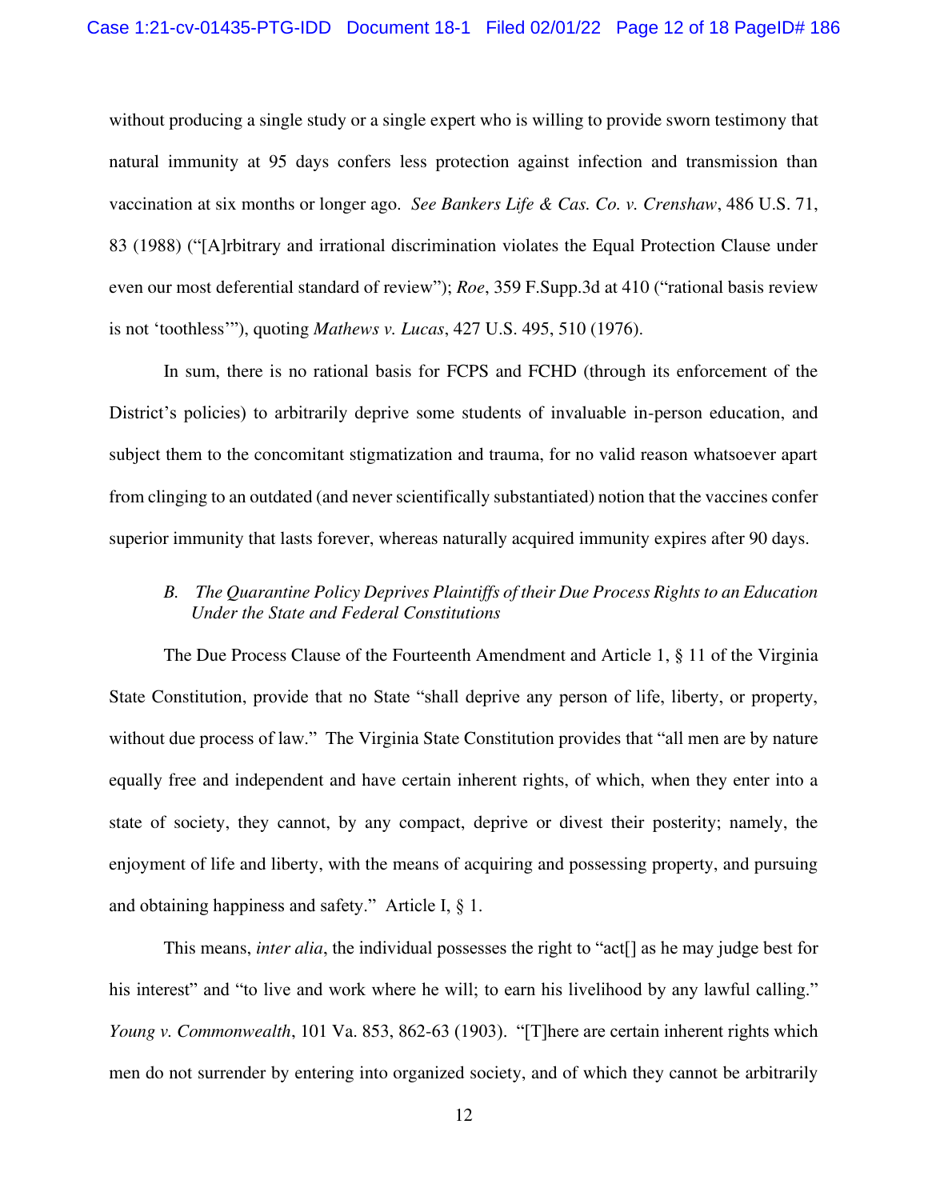without producing a single study or a single expert who is willing to provide sworn testimony that natural immunity at 95 days confers less protection against infection and transmission than vaccination at six months or longer ago. *See Bankers Life & Cas. Co. v. Crenshaw*, 486 U.S. 71, 83 (1988) ("[A]rbitrary and irrational discrimination violates the Equal Protection Clause under even our most deferential standard of review"); *Roe*, 359 F.Supp.3d at 410 ("rational basis review is not 'toothless'"), quoting *Mathews v. Lucas*, 427 U.S. 495, 510 (1976).

In sum, there is no rational basis for FCPS and FCHD (through its enforcement of the District's policies) to arbitrarily deprive some students of invaluable in-person education, and subject them to the concomitant stigmatization and trauma, for no valid reason whatsoever apart from clinging to an outdated (and never scientifically substantiated) notion that the vaccines confer superior immunity that lasts forever, whereas naturally acquired immunity expires after 90 days.

### *B. The Quarantine Policy Deprives Plaintiffs of their Due Process Rights to an Education Under the State and Federal Constitutions*

The Due Process Clause of the Fourteenth Amendment and Article 1, § 11 of the Virginia State Constitution, provide that no State "shall deprive any person of life, liberty, or property, without due process of law." The Virginia State Constitution provides that "all men are by nature equally free and independent and have certain inherent rights, of which, when they enter into a state of society, they cannot, by any compact, deprive or divest their posterity; namely, the enjoyment of life and liberty, with the means of acquiring and possessing property, and pursuing and obtaining happiness and safety." Article I, § 1.

This means, *inter alia*, the individual possesses the right to "act[] as he may judge best for his interest" and "to live and work where he will; to earn his livelihood by any lawful calling." *Young v. Commonwealth*, 101 Va. 853, 862-63 (1903). "[T]here are certain inherent rights which men do not surrender by entering into organized society, and of which they cannot be arbitrarily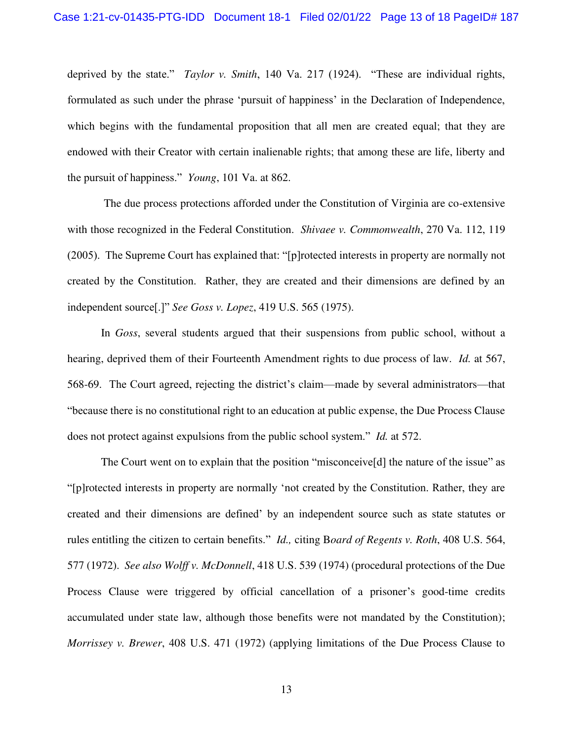deprived by the state." *Taylor v. Smith*, 140 Va. 217 (1924). "These are individual rights, formulated as such under the phrase 'pursuit of happiness' in the Declaration of Independence, which begins with the fundamental proposition that all men are created equal; that they are endowed with their Creator with certain inalienable rights; that among these are life, liberty and the pursuit of happiness." *Young*, 101 Va. at 862.

The due process protections afforded under the Constitution of Virginia are co-extensive with those recognized in the Federal Constitution. *Shivaee v. Commonwealth*, 270 Va. 112, 119 (2005). The Supreme Court has explained that: "[p]rotected interests in property are normally not created by the Constitution. Rather, they are created and their dimensions are defined by an independent source[.]" *See Goss v. Lopez*, 419 U.S. 565 (1975).

In *Goss*, several students argued that their suspensions from public school, without a hearing, deprived them of their Fourteenth Amendment rights to due process of law. *Id.* at 567, 568-69. The Court agreed, rejecting the district's claim—made by several administrators—that "because there is no constitutional right to an education at public expense, the Due Process Clause does not protect against expulsions from the public school system." *Id.* at 572.

The Court went on to explain that the position "misconceive[d] the nature of the issue" as "[p]rotected interests in property are normally 'not created by the Constitution. Rather, they are created and their dimensions are defined' by an independent source such as state statutes or rules entitling the citizen to certain benefits." *Id.,* citing B*oard of Regents v. Roth*, 408 U.S. 564, 577 (1972). *See also Wolff v. McDonnell*, 418 U.S. 539 (1974) (procedural protections of the Due Process Clause were triggered by official cancellation of a prisoner's good-time credits accumulated under state law, although those benefits were not mandated by the Constitution); *Morrissey v. Brewer*, 408 U.S. 471 (1972) (applying limitations of the Due Process Clause to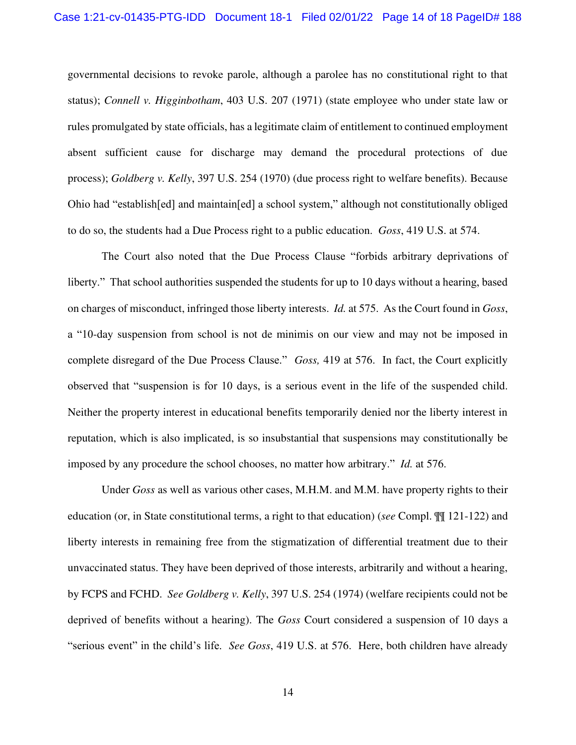governmental decisions to revoke parole, although a parolee has no constitutional right to that status); *Connell v. Higginbotham*, 403 U.S. 207 (1971) (state employee who under state law or rules promulgated by state officials, has a legitimate claim of entitlement to continued employment absent sufficient cause for discharge may demand the procedural protections of due process); *Goldberg v. Kelly*, 397 U.S. 254 (1970) (due process right to welfare benefits). Because Ohio had "establish[ed] and maintain[ed] a school system," although not constitutionally obliged to do so, the students had a Due Process right to a public education. *Goss*, 419 U.S. at 574.

The Court also noted that the Due Process Clause "forbids arbitrary deprivations of liberty." That school authorities suspended the students for up to 10 days without a hearing, based on charges of misconduct, infringed those liberty interests. *Id.* at 575. As the Court found in *Goss*, a "10-day suspension from school is not de minimis on our view and may not be imposed in complete disregard of the Due Process Clause." *Goss,* 419 at 576. In fact, the Court explicitly observed that "suspension is for 10 days, is a serious event in the life of the suspended child. Neither the property interest in educational benefits temporarily denied nor the liberty interest in reputation, which is also implicated, is so insubstantial that suspensions may constitutionally be imposed by any procedure the school chooses, no matter how arbitrary." *Id.* at 576.

Under *Goss* as well as various other cases, M.H.M. and M.M. have property rights to their education (or, in State constitutional terms, a right to that education) (*see* Compl. ¶¶ 121-122) and liberty interests in remaining free from the stigmatization of differential treatment due to their unvaccinated status. They have been deprived of those interests, arbitrarily and without a hearing, by FCPS and FCHD. *See Goldberg v. Kelly*, 397 U.S. 254 (1974) (welfare recipients could not be deprived of benefits without a hearing). The *Goss* Court considered a suspension of 10 days a "serious event" in the child's life. *See Goss*, 419 U.S. at 576. Here, both children have already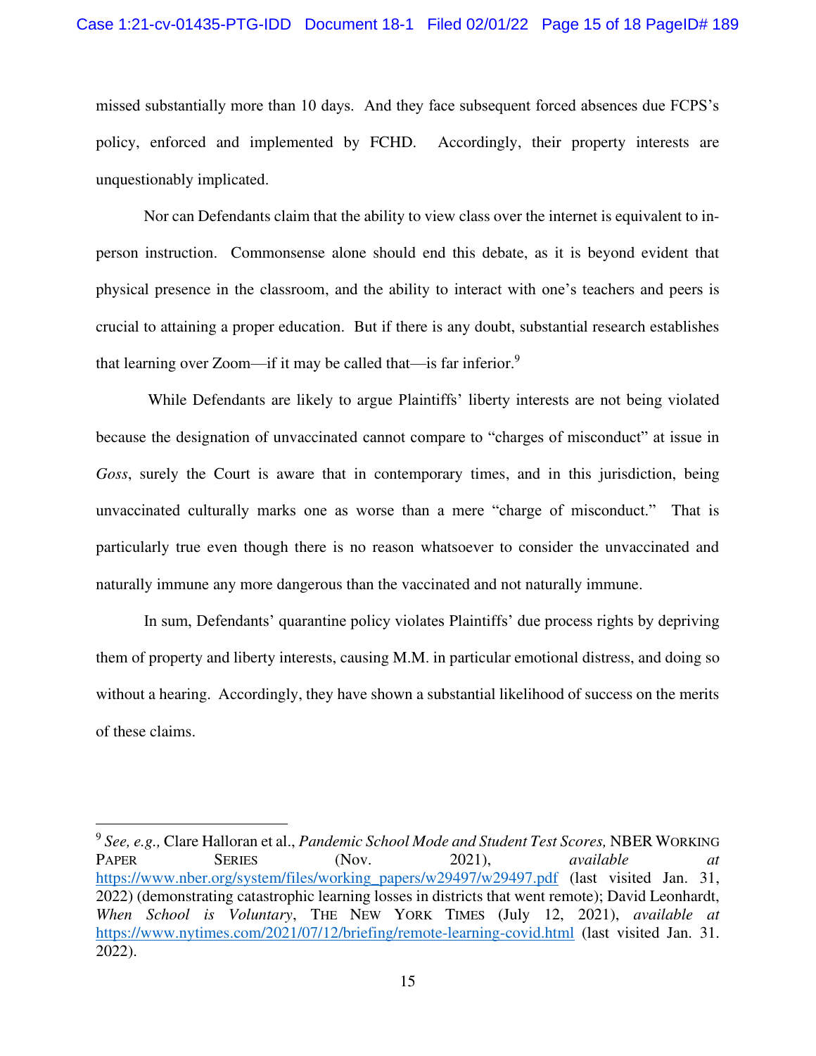missed substantially more than 10 days. And they face subsequent forced absences due FCPS's policy, enforced and implemented by FCHD. Accordingly, their property interests are unquestionably implicated.

Nor can Defendants claim that the ability to view class over the internet is equivalent to in-person instruction. Commonsense alone should end this debate, as it is beyond evident that physical presence in the classroom, and the ability to interact with one's teachers and peers is crucial to attaining a proper education. But if there is any doubt, substantial research establishes that learning over Zoom—if it may be called that—is far inferior.[9]

While Defendants are likely to argue Plaintiffs' liberty interests are not being violated because the designation of unvaccinated cannot compare to "charges of misconduct" at issue in *Goss*, surely the Court is aware that in contemporary times, and in this jurisdiction, being unvaccinated culturally marks one as worse than a mere "charge of misconduct." That is particularly true even though there is no reason whatsoever to consider the unvaccinated and naturally immune any more dangerous than the vaccinated and not naturally immune.

In sum, Defendants' quarantine policy violates Plaintiffs' due process rights by depriving them of property and liberty interests, causing M.M. in particular emotional distress, and doing so without a hearing. Accordingly, they have shown a substantial likelihood of success on the merits of these claims.

---

[9] *See, e.g.,* Clare Halloran et al., *Pandemic School Mode and Student Test Scores,* NBER WORKING PAPER SERIES (Nov. 2021), *available at* https://www.nber.org/system/files/working_papers/w29497/w29497.pdf (last visited Jan. 31, 2022) (demonstrating catastrophic learning losses in districts that went remote); David Leonhardt, *When School is Voluntary*, THE NEW YORK TIMES (July 12, 2021), *available at* https://www.nytimes.com/2021/07/12/briefing/remote-learning-covid.html (last visited Jan. 31. 2022).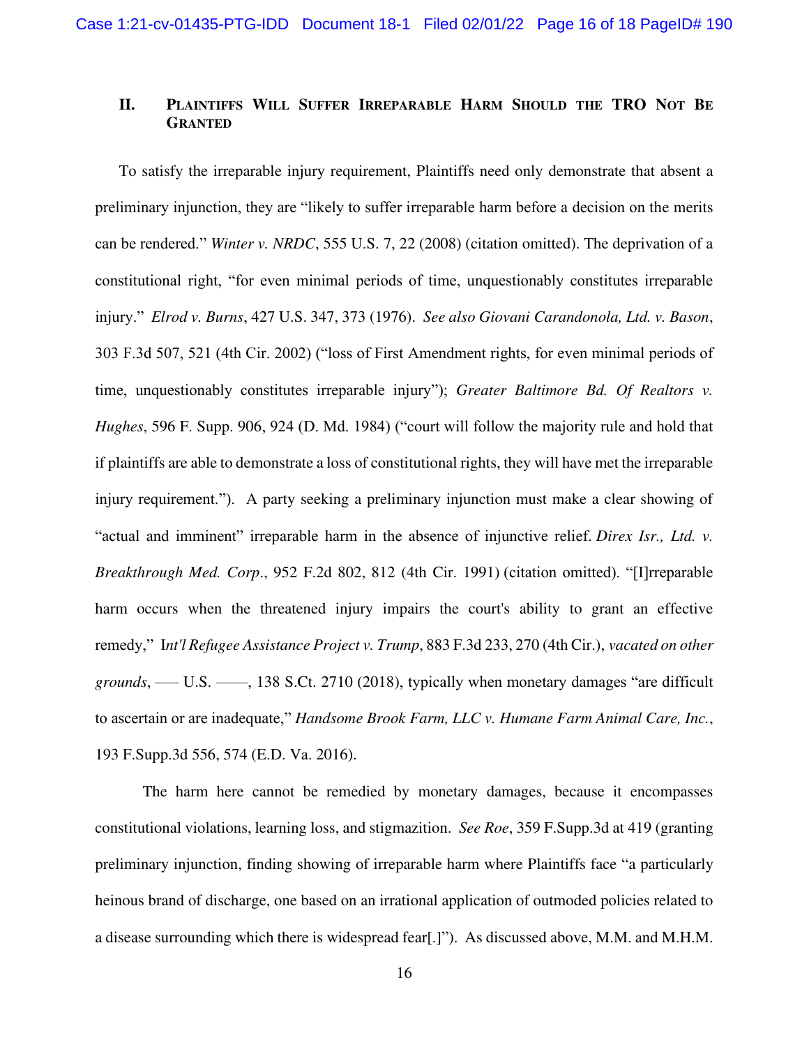## II. Plaintiffs Will Suffer Irreparable Harm Should the TRO Not Be Granted

To satisfy the irreparable injury requirement, Plaintiffs need only demonstrate that absent a preliminary injunction, they are "likely to suffer irreparable harm before a decision on the merits can be rendered." *Winter v. NRDC*, 555 U.S. 7, 22 (2008) (citation omitted). The deprivation of a constitutional right, "for even minimal periods of time, unquestionably constitutes irreparable injury." *Elrod v. Burns*, 427 U.S. 347, 373 (1976). *See also Giovani Carandonola, Ltd. v. Bason*, 303 F.3d 507, 521 (4th Cir. 2002) ("loss of First Amendment rights, for even minimal periods of time, unquestionably constitutes irreparable injury"); *Greater Baltimore Bd. Of Realtors v. Hughes*, 596 F. Supp. 906, 924 (D. Md. 1984) ("court will follow the majority rule and hold that if plaintiffs are able to demonstrate a loss of constitutional rights, they will have met the irreparable injury requirement."). A party seeking a preliminary injunction must make a clear showing of "actual and imminent" irreparable harm in the absence of injunctive relief. *Direx Isr., Ltd. v. Breakthrough Med. Corp.*, 952 F.2d 802, 812 (4th Cir. 1991) (citation omitted). "[I]rreparable harm occurs when the threatened injury impairs the court's ability to grant an effective remedy," I*nt'l Refugee Assistance Project v. Trump*, 883 F.3d 233, 270 (4th Cir.), *vacated on other grounds*, ––– U.S. ––––, 138 S.Ct. 2710 (2018), typically when monetary damages "are difficult to ascertain or are inadequate," *Handsome Brook Farm, LLC v. Humane Farm Animal Care, Inc.*, 193 F.Supp.3d 556, 574 (E.D. Va. 2016).

The harm here cannot be remedied by monetary damages, because it encompasses constitutional violations, learning loss, and stigmazition. *See Roe*, 359 F.Supp.3d at 419 (granting preliminary injunction, finding showing of irreparable harm where Plaintiffs face "a particularly heinous brand of discharge, one based on an irrational application of outmoded policies related to a disease surrounding which there is widespread fear[.]"). As discussed above, M.M. and M.H.M.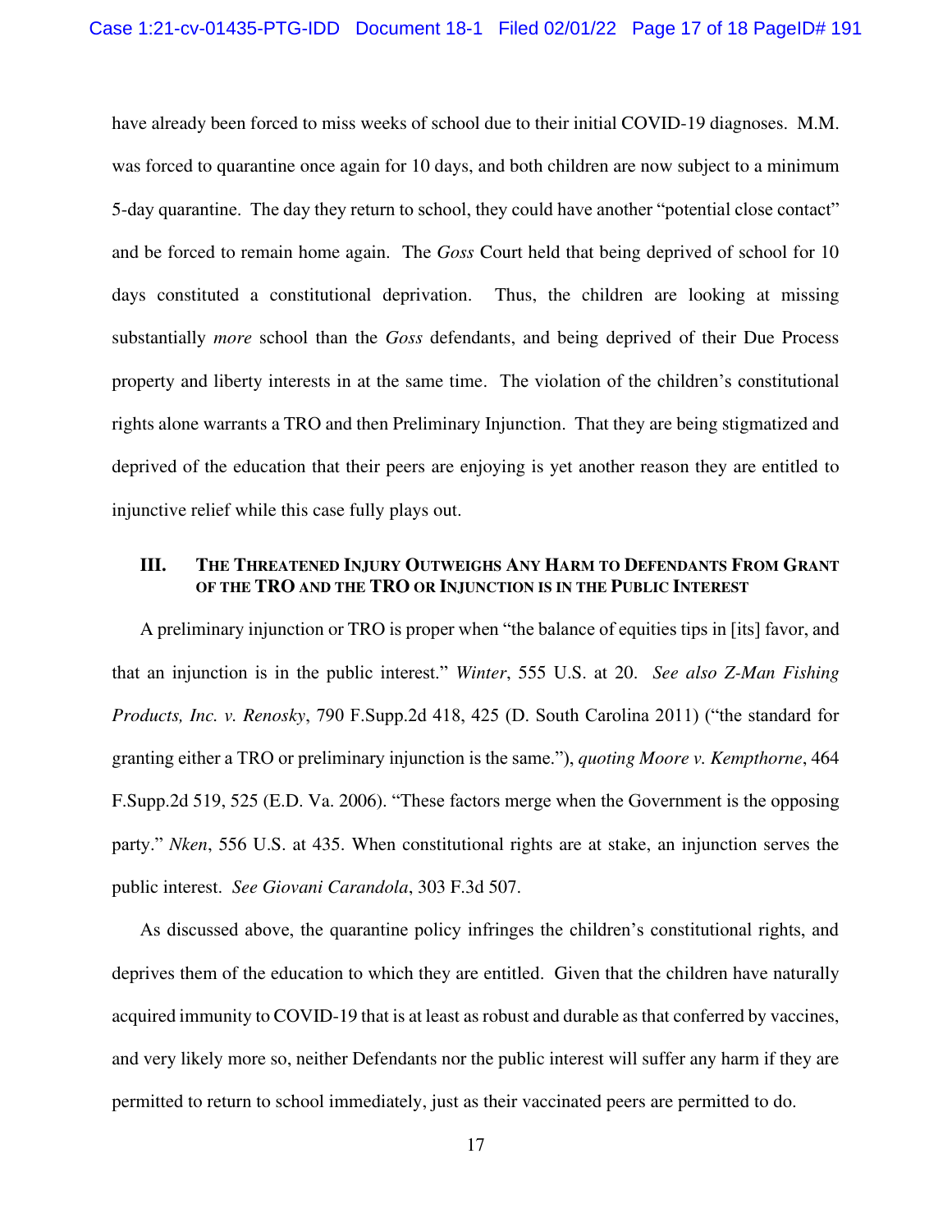have already been forced to miss weeks of school due to their initial COVID-19 diagnoses. M.M. was forced to quarantine once again for 10 days, and both children are now subject to a minimum 5-day quarantine. The day they return to school, they could have another "potential close contact" and be forced to remain home again. The *Goss* Court held that being deprived of school for 10 days constituted a constitutional deprivation. Thus, the children are looking at missing substantially *more* school than the *Goss* defendants, and being deprived of their Due Process property and liberty interests in at the same time. The violation of the children's constitutional rights alone warrants a TRO and then Preliminary Injunction. That they are being stigmatized and deprived of the education that their peers are enjoying is yet another reason they are entitled to injunctive relief while this case fully plays out.

### III. The Threatened Injury Outweighs Any Harm to Defendants From Grant of the TRO and the TRO or Injunction is in the Public Interest

A preliminary injunction or TRO is proper when "the balance of equities tips in [its] favor, and that an injunction is in the public interest." *Winter*, 555 U.S. at 20. *See also Z-Man Fishing Products, Inc. v. Renosky*, 790 F.Supp.2d 418, 425 (D. South Carolina 2011) ("the standard for granting either a TRO or preliminary injunction is the same."), *quoting Moore v. Kempthorne*, 464 F.Supp.2d 519, 525 (E.D. Va. 2006). "These factors merge when the Government is the opposing party." *Nken*, 556 U.S. at 435. When constitutional rights are at stake, an injunction serves the public interest. *See Giovani Carandola*, 303 F.3d 507.

As discussed above, the quarantine policy infringes the children's constitutional rights, and deprives them of the education to which they are entitled. Given that the children have naturally acquired immunity to COVID-19 that is at least as robust and durable as that conferred by vaccines, and very likely more so, neither Defendants nor the public interest will suffer any harm if they are permitted to return to school immediately, just as their vaccinated peers are permitted to do.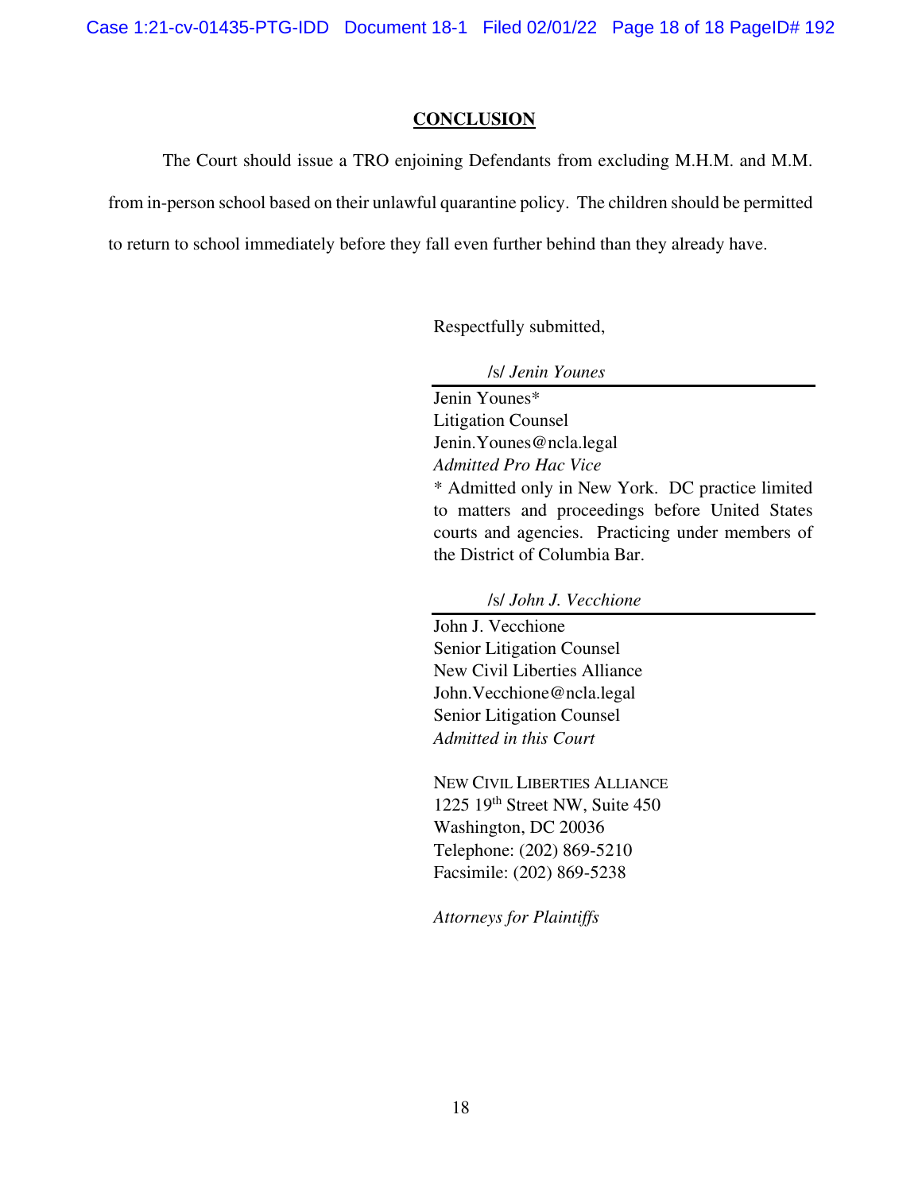## CONCLUSION

The Court should issue a TRO enjoining Defendants from excluding M.H.M. and M.M. from in-person school based on their unlawful quarantine policy. The children should be permitted to return to school immediately before they fall even further behind than they already have.

Respectfully submitted,

/s/ *Jenin Younes*

Jenin Younes*
Litigation Counsel
Jenin.Younes@ncla.legal
*Admitted Pro Hac Vice*
* Admitted only in New York. DC practice limited to matters and proceedings before United States courts and agencies. Practicing under members of the District of Columbia Bar.

/s/ *John J. Vecchione*

John J. Vecchione
Senior Litigation Counsel
New Civil Liberties Alliance
John.Vecchione@ncla.legal
Senior Litigation Counsel
*Admitted in this Court*

NEW CIVIL LIBERTIES ALLIANCE
1225 19th Street NW, Suite 450
Washington, DC 20036
Telephone: (202) 869-5210
Facsimile: (202) 869-5238

*Attorneys for Plaintiffs*